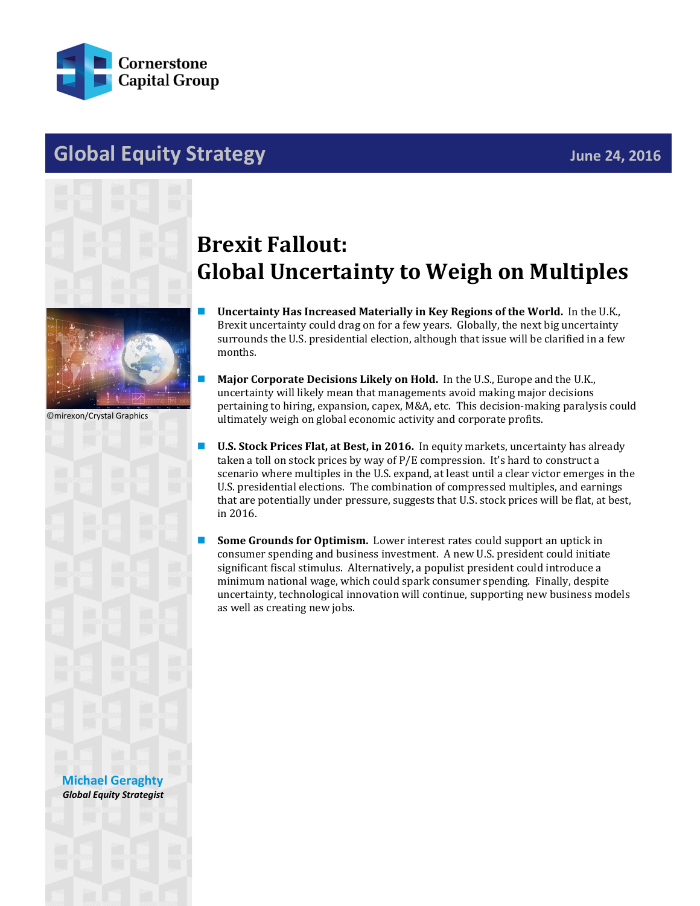Cornerstone Capital Group

## Global Equity Strategy

June 24, 2016

# Brexit Fallout: Global Uncertainty to Weigh on Multiples

©mirexon/Crystal Graphics

- **Uncertainty Has Increased Materially in Key Regions of the World.** In the U.K., Brexit uncertainty could drag on for a few years. Globally, the next big uncertainty surrounds the U.S. presidential election, although that issue will be clarified in a few months.

- **Major Corporate Decisions Likely on Hold.** In the U.S., Europe and the U.K., uncertainty will likely mean that managements avoid making major decisions pertaining to hiring, expansion, capex, M&A, etc. This decision-making paralysis could ultimately weigh on global economic activity and corporate profits.

- **U.S. Stock Prices Flat, at Best, in 2016.** In equity markets, uncertainty has already taken a toll on stock prices by way of P/E compression. It's hard to construct a scenario where multiples in the U.S. expand, at least until a clear victor emerges in the U.S. presidential elections. The combination of compressed multiples, and earnings that are potentially under pressure, suggests that U.S. stock prices will be flat, at best, in 2016.

- **Some Grounds for Optimism.** Lower interest rates could support an uptick in consumer spending and business investment. A new U.S. president could initiate significant fiscal stimulus. Alternatively, a populist president could introduce a minimum national wage, which could spark consumer spending. Finally, despite uncertainty, technological innovation will continue, supporting new business models as well as creating new jobs.

**Michael Geraghty**
*Global Equity Strategist*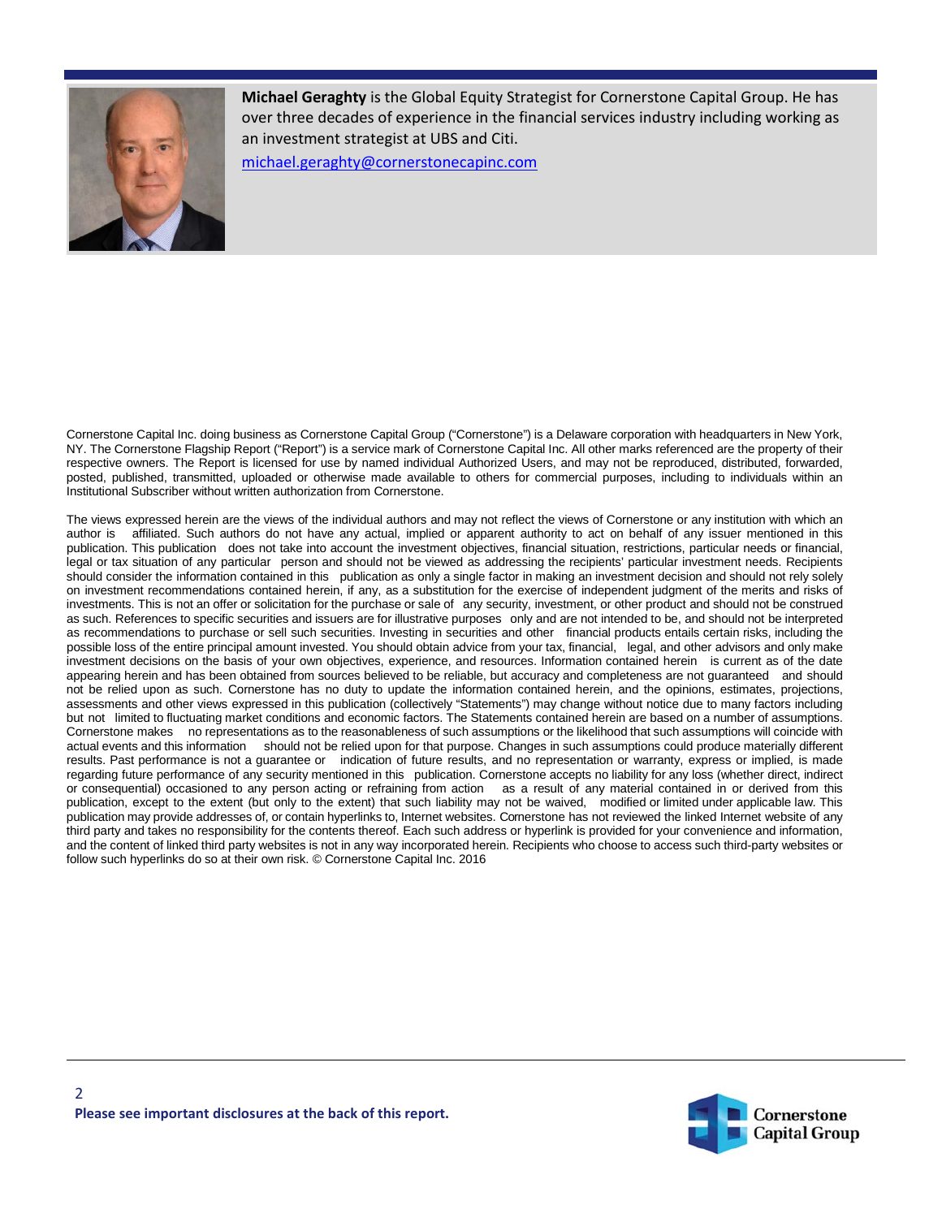**Michael Geraghty** is the Global Equity Strategist for Cornerstone Capital Group. He has over three decades of experience in the financial services industry including working as an investment strategist at UBS and Citi.

michael.geraghty@cornerstonecapinc.com

Cornerstone Capital Inc. doing business as Cornerstone Capital Group ("Cornerstone") is a Delaware corporation with headquarters in New York, NY. The Cornerstone Flagship Report ("Report") is a service mark of Cornerstone Capital Inc. All other marks referenced are the property of their respective owners. The Report is licensed for use by named individual Authorized Users, and may not be reproduced, distributed, forwarded, posted, published, transmitted, uploaded or otherwise made available to others for commercial purposes, including to individuals within an Institutional Subscriber without written authorization from Cornerstone.

The views expressed herein are the views of the individual authors and may not reflect the views of Cornerstone or any institution with which an author is affiliated. Such authors do not have any actual, implied or apparent authority to act on behalf of any issuer mentioned in this publication. This publication does not take into account the investment objectives, financial situation, restrictions, particular needs or financial, legal or tax situation of any particular person and should not be viewed as addressing the recipients' particular investment needs. Recipients should consider the information contained in this publication as only a single factor in making an investment decision and should not rely solely on investment recommendations contained herein, if any, as a substitution for the exercise of independent judgment of the merits and risks of investments. This is not an offer or solicitation for the purchase or sale of any security, investment, or other product and should not be construed as such. References to specific securities and issuers are for illustrative purposes only and are not intended to be, and should not be interpreted as recommendations to purchase or sell such securities. Investing in securities and other financial products entails certain risks, including the possible loss of the entire principal amount invested. You should obtain advice from your tax, financial, legal, and other advisors and only make investment decisions on the basis of your own objectives, experience, and resources. Information contained herein is current as of the date appearing herein and has been obtained from sources believed to be reliable, but accuracy and completeness are not guaranteed and should not be relied upon as such. Cornerstone has no duty to update the information contained herein, and the opinions, estimates, projections, assessments and other views expressed in this publication (collectively "Statements") may change without notice due to many factors including but not limited to fluctuating market conditions and economic factors. The Statements contained herein are based on a number of assumptions. Cornerstone makes no representations as to the reasonableness of such assumptions or the likelihood that such assumptions will coincide with actual events and this information should not be relied upon for that purpose. Changes in such assumptions could produce materially different results. Past performance is not a guarantee or indication of future results, and no representation or warranty, express or implied, is made regarding future performance of any security mentioned in this publication. Cornerstone accepts no liability for any loss (whether direct, indirect or consequential) occasioned to any person acting or refraining from action as a result of any material contained in or derived from this publication, except to the extent (but only to the extent) that such liability may not be waived, modified or limited under applicable law. This publication may provide addresses of, or contain hyperlinks to, Internet websites. Cornerstone has not reviewed the linked Internet website of any third party and takes no responsibility for the contents thereof. Each such address or hyperlink is provided for your convenience and information, and the content of linked third party websites is not in any way incorporated herein. Recipients who choose to access such third-party websites or follow such hyperlinks do so at their own risk. © Cornerstone Capital Inc. 2016